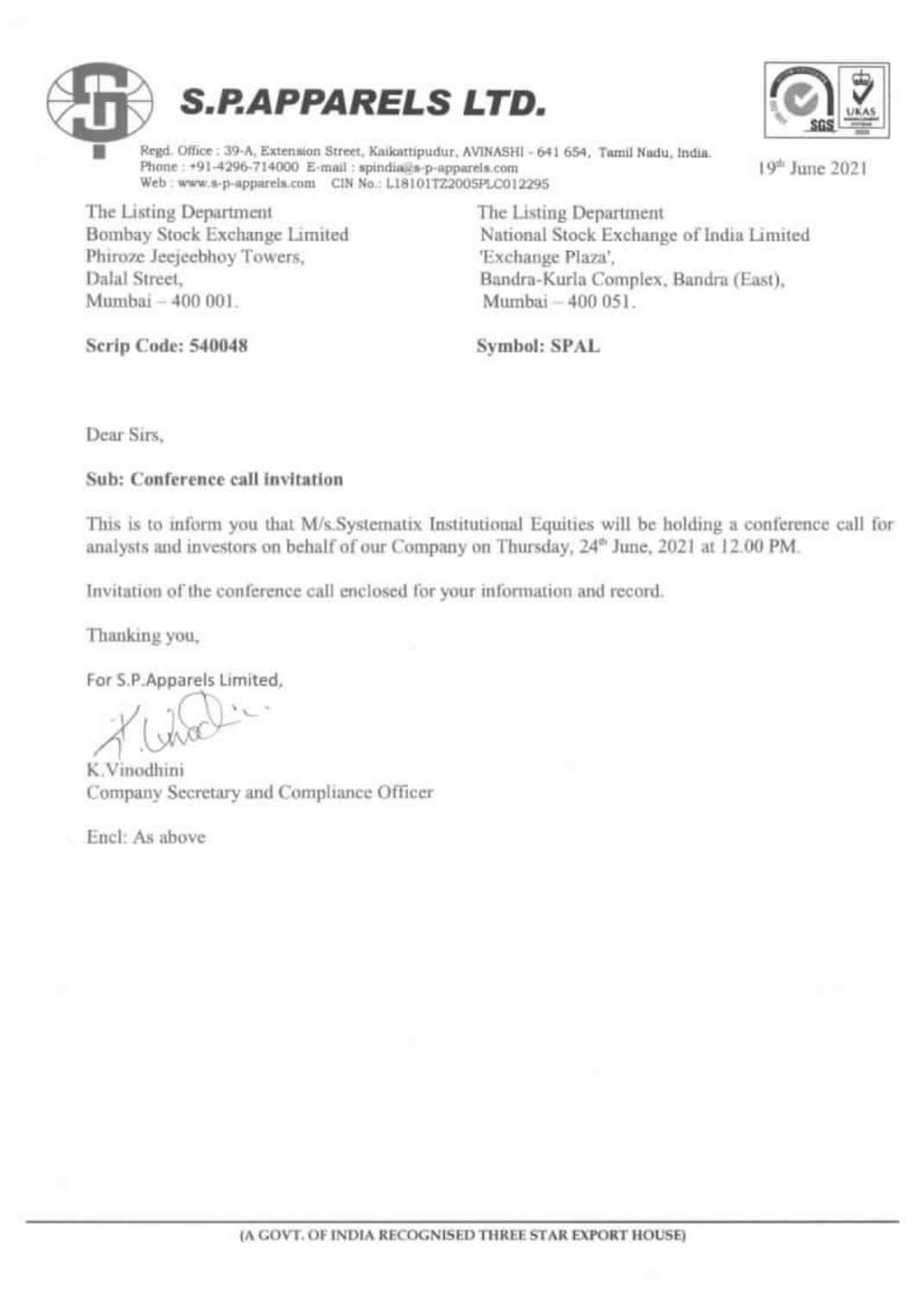# S.P.APPARELS LTD.

Regd. Office : 39-A, Extension Street, Kaikattipudur, AVINASHI - 641 654, Tamil Nadu, India.
Phone : +91-4296-714000 E-mail : spindia@s-p-apparels.com
Web : www.s-p-apparels.com CIN No.: L18101TZ2005PLC012295

19th June 2021

The Listing Department
Bombay Stock Exchange Limited
Phiroze Jeejeebhoy Towers,
Dalal Street,
Mumbai – 400 001.

**Scrip Code: 540048**

The Listing Department
National Stock Exchange of India Limited
'Exchange Plaza',
Bandra-Kurla Complex, Bandra (East),
Mumbai – 400 051.

**Symbol: SPAL**

Dear Sirs,

**Sub: Conference call invitation**

This is to inform you that M/s.Systematix Institutional Equities will be holding a conference call for analysts and investors on behalf of our Company on Thursday, 24th June, 2021 at 12.00 PM.

Invitation of the conference call enclosed for your information and record.

Thanking you,

For S.P.Apparels Limited,

K.Vinodhini
Company Secretary and Compliance Officer

Encl: As above

(A GOVT. OF INDIA RECOGNISED THREE STAR EXPORT HOUSE)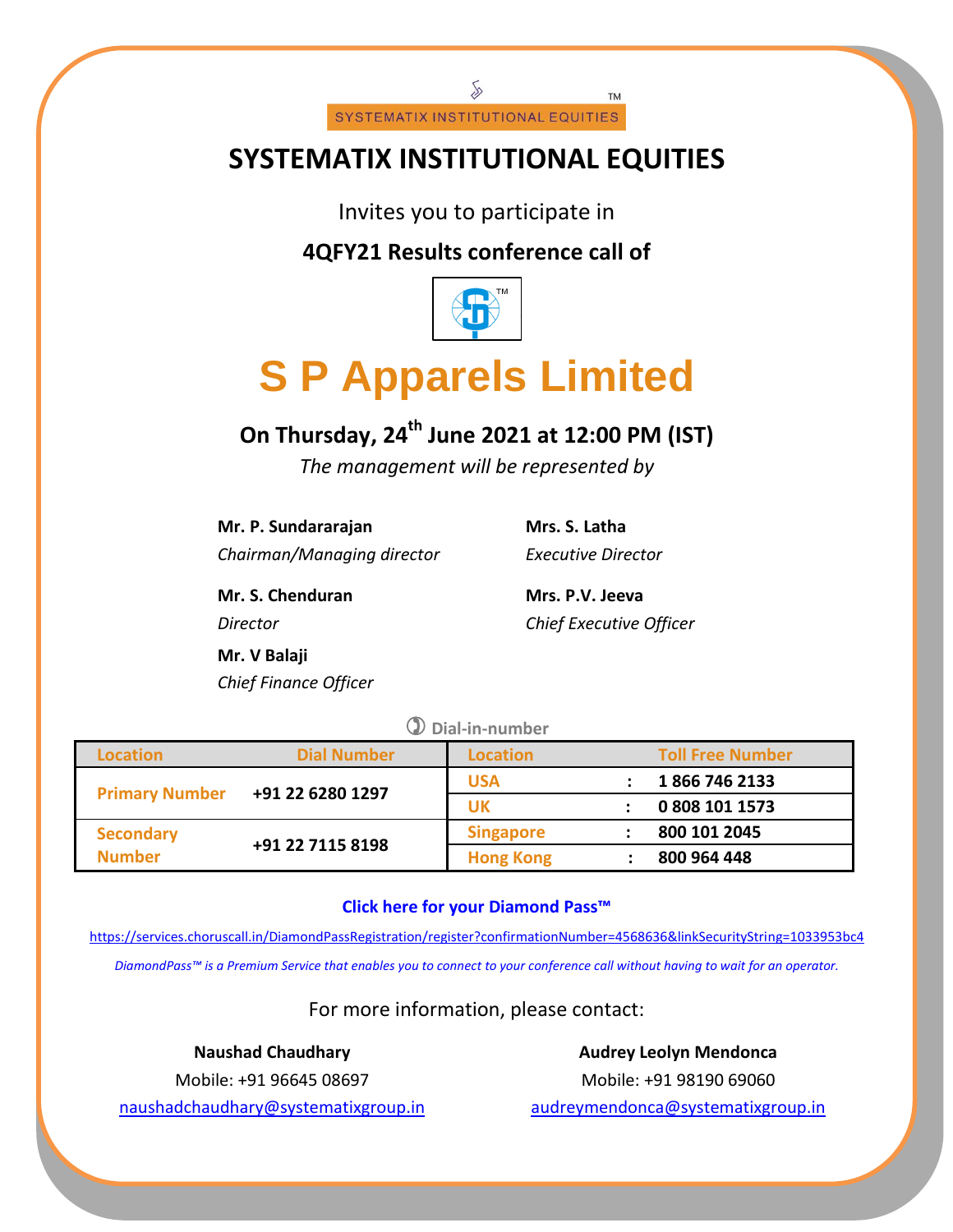SYSTEMATIX INSTITUTIONAL EQUITIES™

# SYSTEMATIX INSTITUTIONAL EQUITIES

Invites you to participate in

**4QFY21 Results conference call of**

# S P Apparels Limited

## On Thursday, 24th June 2021 at 12:00 PM (IST)

*The management will be represented by*

**Mr. P. Sundararajan**
*Chairman/Managing director*

**Mrs. S. Latha**
*Executive Director*

**Mr. S. Chenduran**
*Director*

**Mrs. P.V. Jeeva**
*Chief Executive Officer*

**Mr. V Balaji**
*Chief Finance Officer*

**Dial-in-number**

| Location | Dial Number | Location | | Toll Free Number |
|---|---|---|---|---|
| Primary Number | +91 22 6280 1297 | USA | : | 1 866 746 2133 |
| | | UK | : | 0 808 101 1573 |
| Secondary Number | +91 22 7115 8198 | Singapore | : | 800 101 2045 |
| | | Hong Kong | : | 800 964 448 |

**Click here for your Diamond Pass™**

https://services.choruscall.in/DiamondPassRegistration/register?confirmationNumber=4568636&linkSecurityString=1033953bc4

*DiamondPass™ is a Premium Service that enables you to connect to your conference call without having to wait for an operator.*

For more information, please contact:

**Naushad Chaudhary**
Mobile: +91 96645 08697
naushadchaudhary@systematixgroup.in

**Audrey Leolyn Mendonca**
Mobile: +91 98190 69060
audreymendonca@systematixgroup.in